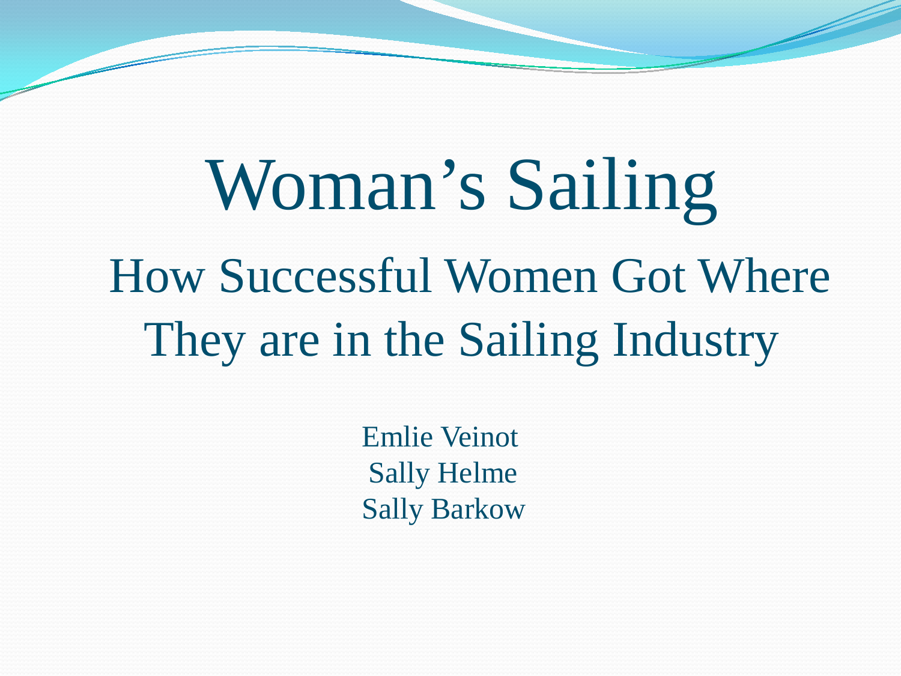# Woman's Sailing

## How Successful Women Got Where They are in the Sailing Industry

Emlie Veinot
Sally Helme
Sally Barkow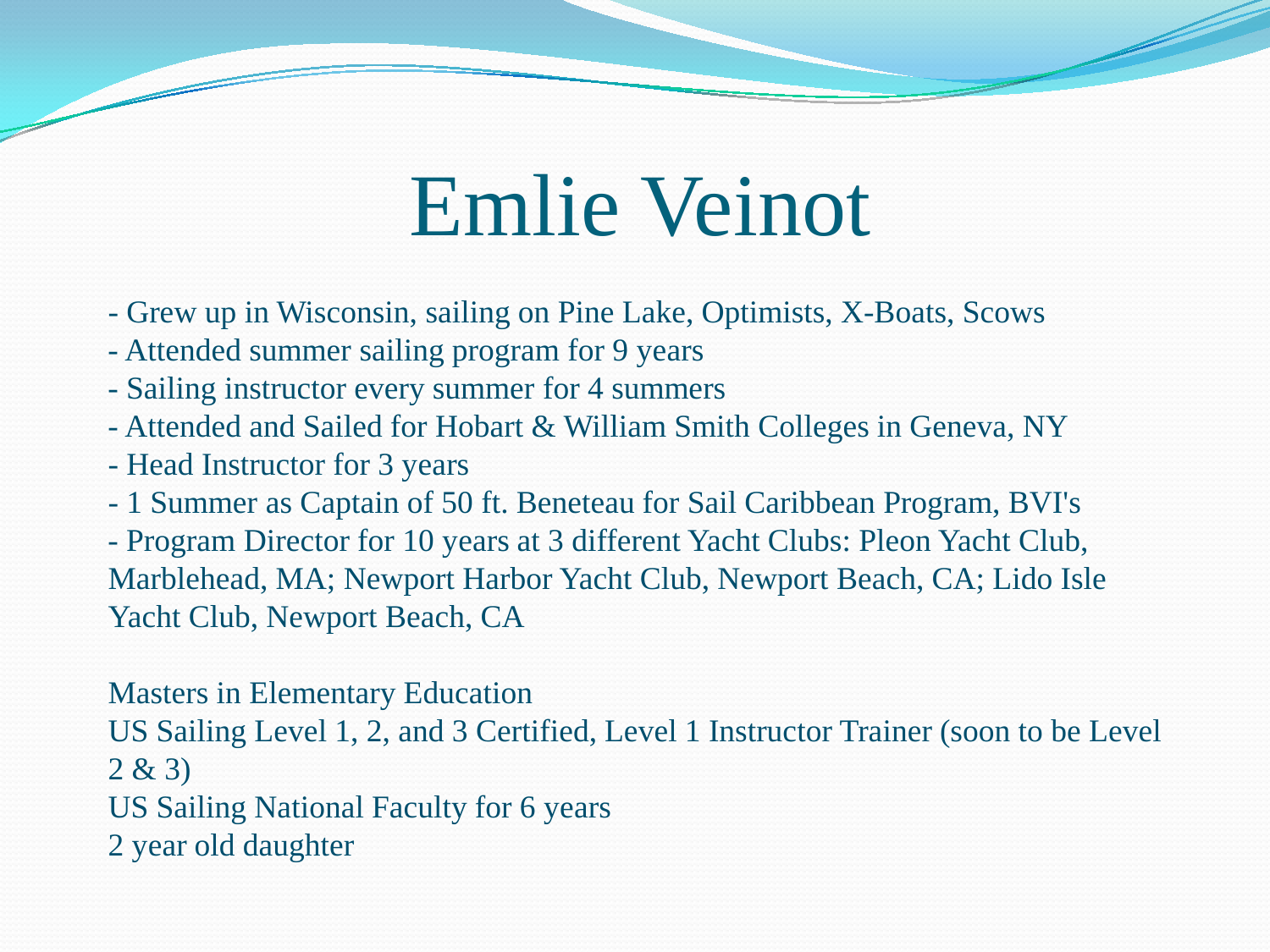# Emlie Veinot

- Grew up in Wisconsin, sailing on Pine Lake, Optimists, X-Boats, Scows
- Attended summer sailing program for 9 years
- Sailing instructor every summer for 4 summers
- Attended and Sailed for Hobart & William Smith Colleges in Geneva, NY
- Head Instructor for 3 years
- 1 Summer as Captain of 50 ft. Beneteau for Sail Caribbean Program, BVI's
- Program Director for 10 years at 3 different Yacht Clubs: Pleon Yacht Club, Marblehead, MA; Newport Harbor Yacht Club, Newport Beach, CA; Lido Isle Yacht Club, Newport Beach, CA

Masters in Elementary Education
US Sailing Level 1, 2, and 3 Certified, Level 1 Instructor Trainer (soon to be Level 2 & 3)
US Sailing National Faculty for 6 years
2 year old daughter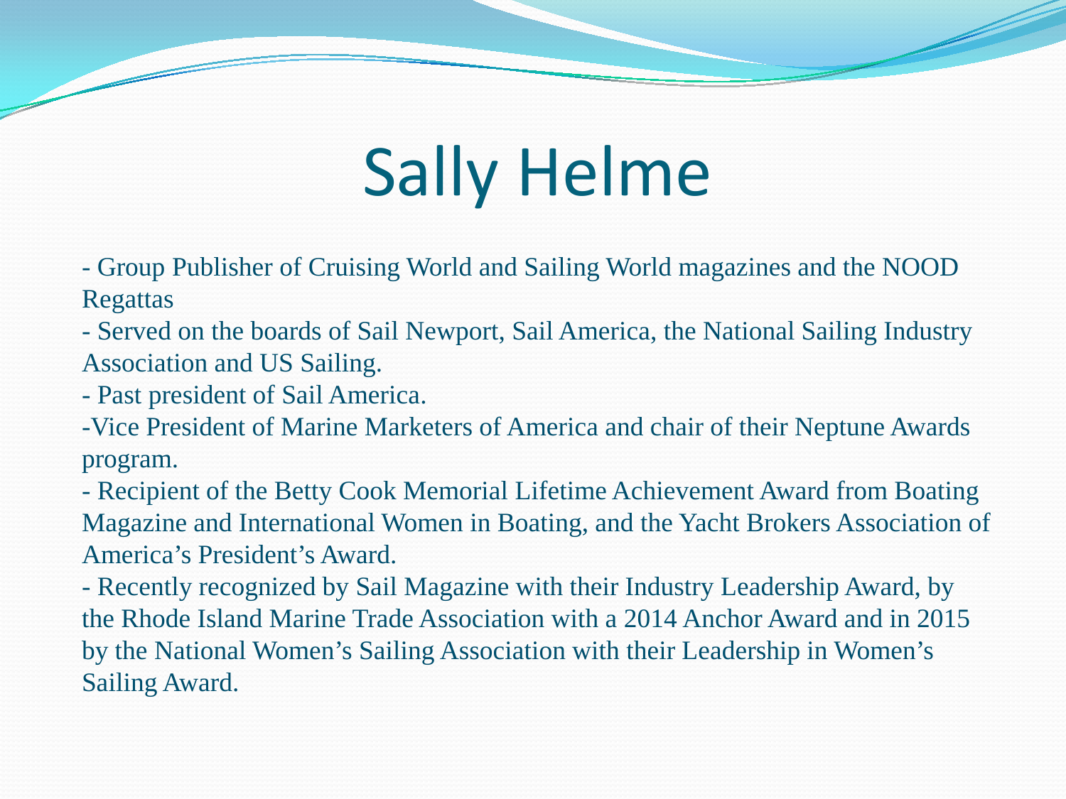# Sally Helme

- Group Publisher of Cruising World and Sailing World magazines and the NOOD Regattas
- Served on the boards of Sail Newport, Sail America, the National Sailing Industry Association and US Sailing.
- Past president of Sail America.
- Vice President of Marine Marketers of America and chair of their Neptune Awards program.
- Recipient of the Betty Cook Memorial Lifetime Achievement Award from Boating Magazine and International Women in Boating, and the Yacht Brokers Association of America's President's Award.
- Recently recognized by Sail Magazine with their Industry Leadership Award, by the Rhode Island Marine Trade Association with a 2014 Anchor Award and in 2015 by the National Women's Sailing Association with their Leadership in Women's Sailing Award.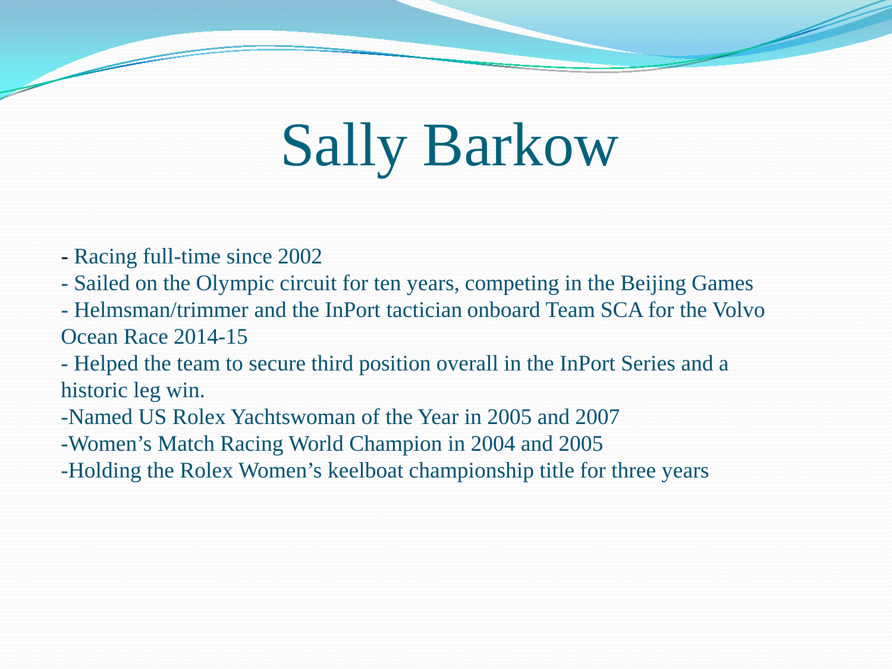# Sally Barkow

- Racing full-time since 2002
- Sailed on the Olympic circuit for ten years, competing in the Beijing Games
- Helmsman/trimmer and the InPort tactician onboard Team SCA for the Volvo Ocean Race 2014-15
- Helped the team to secure third position overall in the InPort Series and a historic leg win.
- Named US Rolex Yachtswoman of the Year in 2005 and 2007
- Women's Match Racing World Champion in 2004 and 2005
- Holding the Rolex Women's keelboat championship title for three years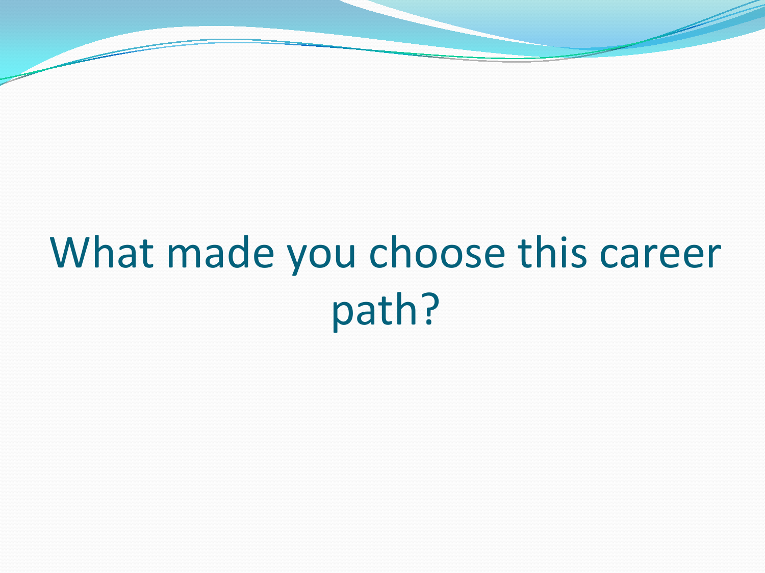# What made you choose this career path?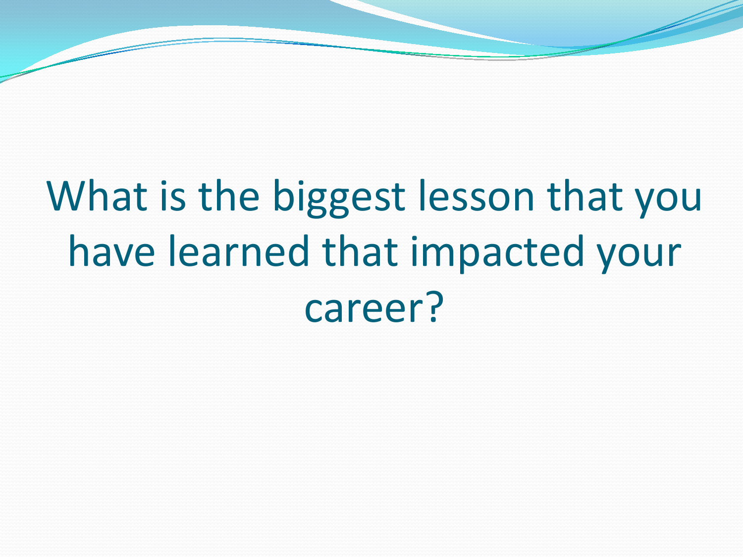# What is the biggest lesson that you have learned that impacted your career?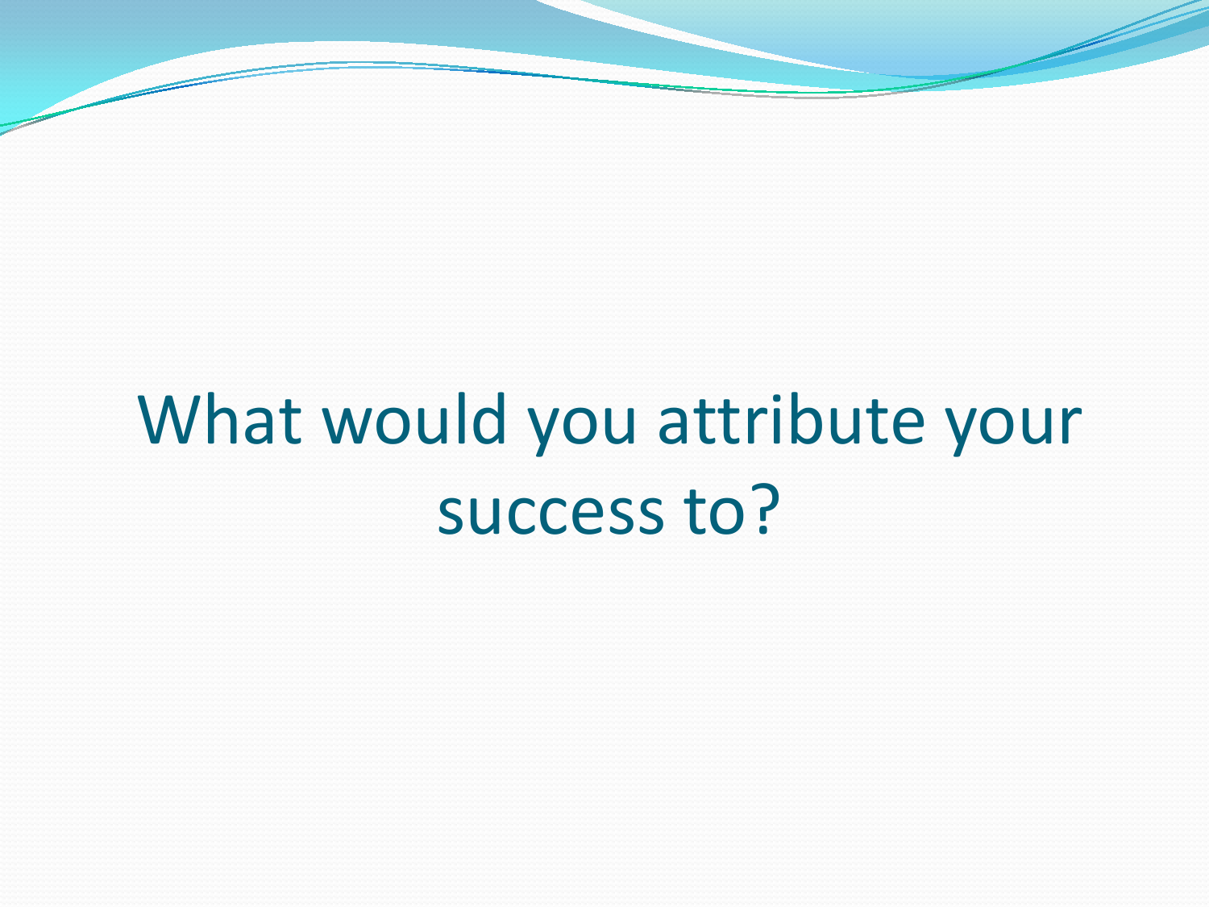# What would you attribute your success to?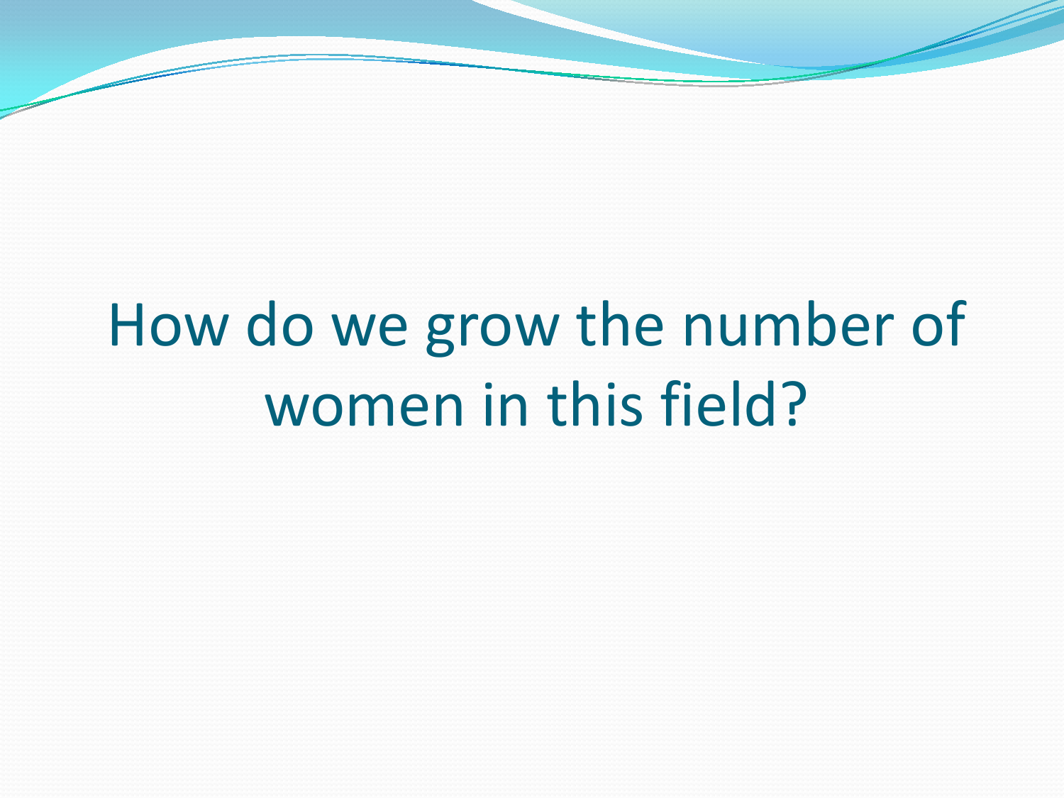# How do we grow the number of women in this field?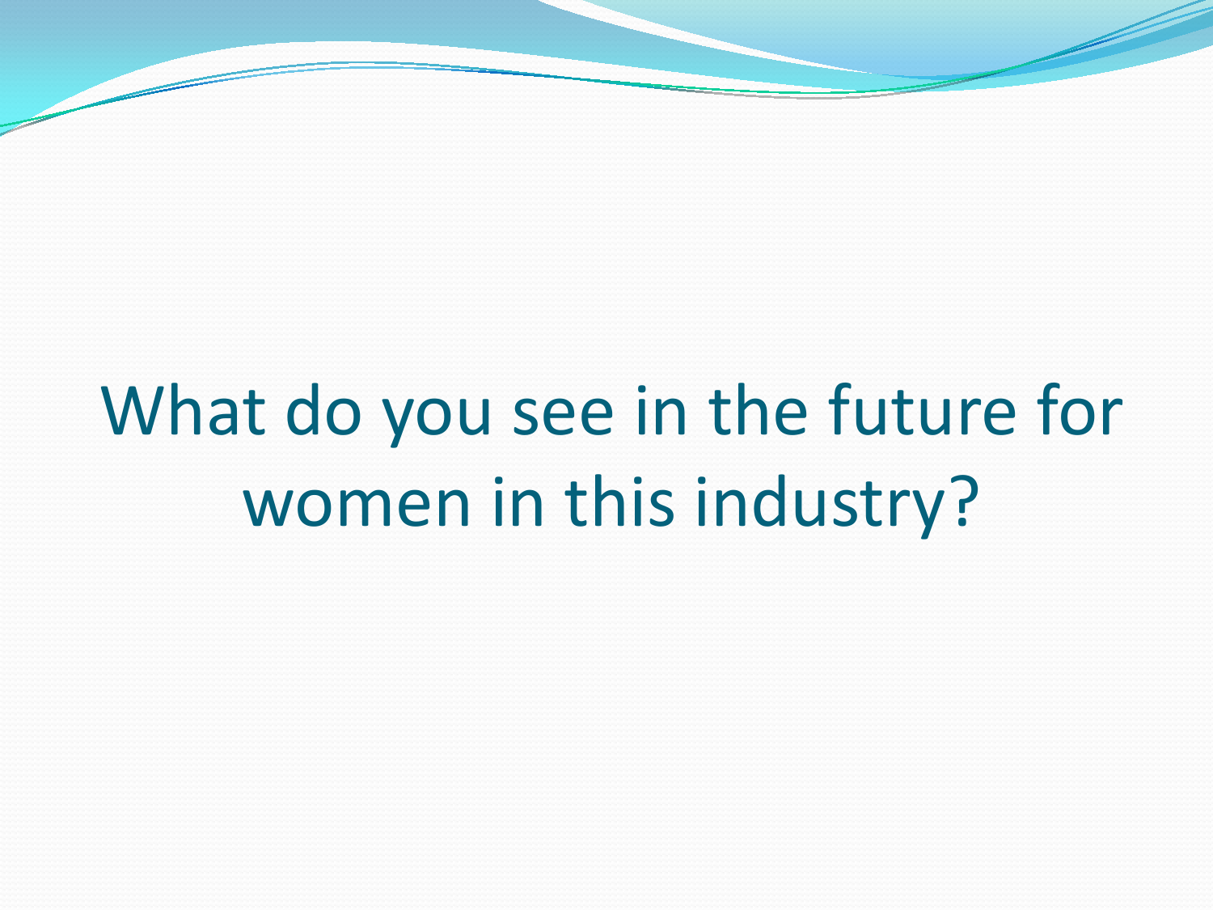# What do you see in the future for women in this industry?